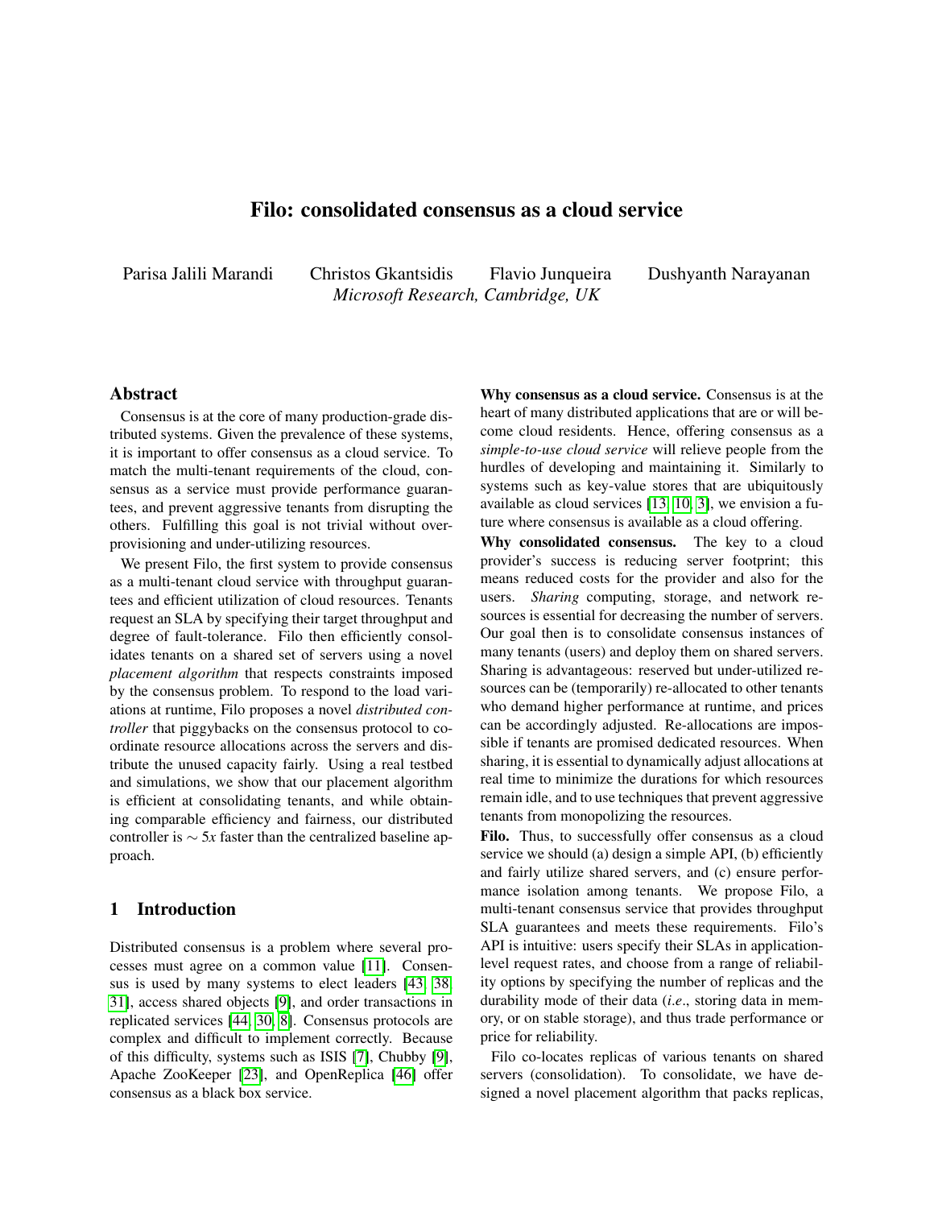# Filo: consolidated consensus as a cloud service

Parisa Jalili Marandi Christos Gkantsidis Flavio Junqueira Dushyanth Narayanan
*Microsoft Research, Cambridge, UK*

## Abstract

Consensus is at the core of many production-grade distributed systems. Given the prevalence of these systems, it is important to offer consensus as a cloud service. To match the multi-tenant requirements of the cloud, consensus as a service must provide performance guarantees, and prevent aggressive tenants from disrupting the others. Fulfilling this goal is not trivial without over-provisioning and under-utilizing resources.

We present Filo, the first system to provide consensus as a multi-tenant cloud service with throughput guarantees and efficient utilization of cloud resources. Tenants request an SLA by specifying their target throughput and degree of fault-tolerance. Filo then efficiently consolidates tenants on a shared set of servers using a novel *placement algorithm* that respects constraints imposed by the consensus problem. To respond to the load variations at runtime, Filo proposes a novel *distributed controller* that piggybacks on the consensus protocol to coordinate resource allocations across the servers and distribute the unused capacity fairly. Using a real testbed and simulations, we show that our placement algorithm is efficient at consolidating tenants, and while obtaining comparable efficiency and fairness, our distributed controller is $\sim 5x$ faster than the centralized baseline approach.

## 1 Introduction

Distributed consensus is a problem where several processes must agree on a common value [11]. Consensus is used by many systems to elect leaders [43, 38, 31], access shared objects [9], and order transactions in replicated services [44, 30, 8]. Consensus protocols are complex and difficult to implement correctly. Because of this difficulty, systems such as ISIS [7], Chubby [9], Apache ZooKeeper [23], and OpenReplica [46] offer consensus as a black box service.

**Why consensus as a cloud service.** Consensus is at the heart of many distributed applications that are or will become cloud residents. Hence, offering consensus as a *simple-to-use cloud service* will relieve people from the hurdles of developing and maintaining it. Similarly to systems such as key-value stores that are ubiquitously available as cloud services [13, 10, 3], we envision a future where consensus is available as a cloud offering.

**Why consolidated consensus.** The key to a cloud provider's success is reducing server footprint; this means reduced costs for the provider and also for the users. *Sharing* computing, storage, and network resources is essential for decreasing the number of servers. Our goal then is to consolidate consensus instances of many tenants (users) and deploy them on shared servers. Sharing is advantageous: reserved but under-utilized resources can be (temporarily) re-allocated to other tenants who demand higher performance at runtime, and prices can be accordingly adjusted. Re-allocations are impossible if tenants are promised dedicated resources. When sharing, it is essential to dynamically adjust allocations at real time to minimize the durations for which resources remain idle, and to use techniques that prevent aggressive tenants from monopolizing the resources.

**Filo.** Thus, to successfully offer consensus as a cloud service we should (a) design a simple API, (b) efficiently and fairly utilize shared servers, and (c) ensure performance isolation among tenants. We propose Filo, a multi-tenant consensus service that provides throughput SLA guarantees and meets these requirements. Filo's API is intuitive: users specify their SLAs in application-level request rates, and choose from a range of reliability options by specifying the number of replicas and the durability mode of their data (*i.e.*, storing data in memory, or on stable storage), and thus trade performance or price for reliability.

Filo co-locates replicas of various tenants on shared servers (consolidation). To consolidate, we have designed a novel placement algorithm that packs replicas,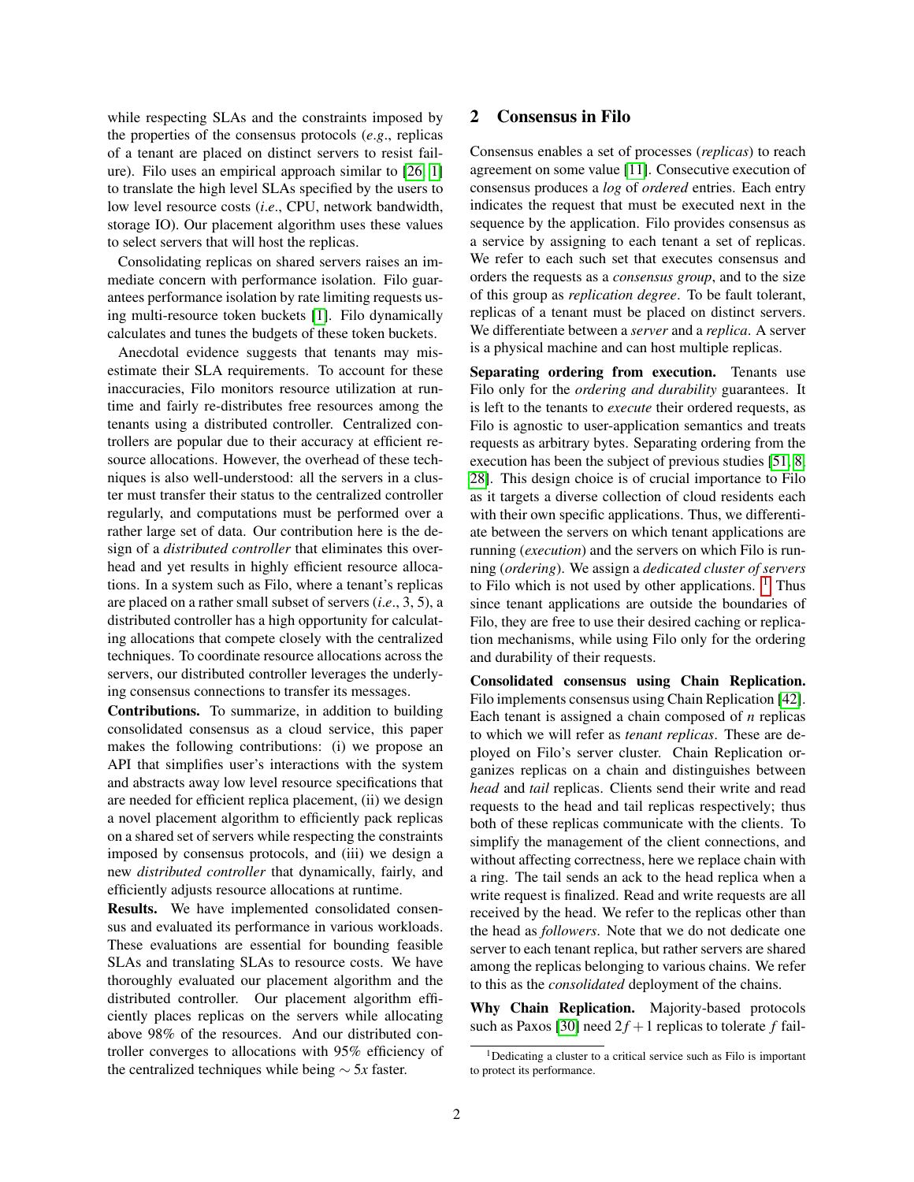while respecting SLAs and the constraints imposed by the properties of the consensus protocols (*e.g*., replicas of a tenant are placed on distinct servers to resist failure). Filo uses an empirical approach similar to [26, 1] to translate the high level SLAs specified by the users to low level resource costs (*i.e*., CPU, network bandwidth, storage IO). Our placement algorithm uses these values to select servers that will host the replicas.

Consolidating replicas on shared servers raises an immediate concern with performance isolation. Filo guarantees performance isolation by rate limiting requests using multi-resource token buckets [1]. Filo dynamically calculates and tunes the budgets of these token buckets.

Anecdotal evidence suggests that tenants may misestimate their SLA requirements. To account for these inaccuracies, Filo monitors resource utilization at runtime and fairly re-distributes free resources among the tenants using a distributed controller. Centralized controllers are popular due to their accuracy at efficient resource allocations. However, the overhead of these techniques is also well-understood: all the servers in a cluster must transfer their status to the centralized controller regularly, and computations must be performed over a rather large set of data. Our contribution here is the design of a *distributed controller* that eliminates this overhead and yet results in highly efficient resource allocations. In a system such as Filo, where a tenant's replicas are placed on a rather small subset of servers (*i.e*., 3, 5), a distributed controller has a high opportunity for calculating allocations that compete closely with the centralized techniques. To coordinate resource allocations across the servers, our distributed controller leverages the underlying consensus connections to transfer its messages.

**Contributions.** To summarize, in addition to building consolidated consensus as a cloud service, this paper makes the following contributions: (i) we propose an API that simplifies user's interactions with the system and abstracts away low level resource specifications that are needed for efficient replica placement, (ii) we design a novel placement algorithm to efficiently pack replicas on a shared set of servers while respecting the constraints imposed by consensus protocols, and (iii) we design a new *distributed controller* that dynamically, fairly, and efficiently adjusts resource allocations at runtime.

**Results.** We have implemented consolidated consensus and evaluated its performance in various workloads. These evaluations are essential for bounding feasible SLAs and translating SLAs to resource costs. We have thoroughly evaluated our placement algorithm and the distributed controller. Our placement algorithm efficiently places replicas on the servers while allocating above 98% of the resources. And our distributed controller converges to allocations with 95% efficiency of the centralized techniques while being $\sim 5x$ faster.

## 2 Consensus in Filo

Consensus enables a set of processes (*replicas*) to reach agreement on some value [11]. Consecutive execution of consensus produces a *log* of *ordered* entries. Each entry indicates the request that must be executed next in the sequence by the application. Filo provides consensus as a service by assigning to each tenant a set of replicas. We refer to each such set that executes consensus and orders the requests as a *consensus group*, and to the size of this group as *replication degree*. To be fault tolerant, replicas of a tenant must be placed on distinct servers. We differentiate between a *server* and a *replica*. A server is a physical machine and can host multiple replicas.

**Separating ordering from execution.** Tenants use Filo only for the *ordering and durability* guarantees. It is left to the tenants to *execute* their ordered requests, as Filo is agnostic to user-application semantics and treats requests as arbitrary bytes. Separating ordering from the execution has been the subject of previous studies [51, 8, 28]. This design choice is of crucial importance to Filo as it targets a diverse collection of cloud residents each with their own specific applications. Thus, we differentiate between the servers on which tenant applications are running (*execution*) and the servers on which Filo is running (*ordering*). We assign a *dedicated cluster of servers* to Filo which is not used by other applications. [1] Thus since tenant applications are outside the boundaries of Filo, they are free to use their desired caching or replication mechanisms, while using Filo only for the ordering and durability of their requests.

**Consolidated consensus using Chain Replication.** Filo implements consensus using Chain Replication [42]. Each tenant is assigned a chain composed of $n$ replicas to which we will refer as *tenant replicas*. These are deployed on Filo's server cluster. Chain Replication organizes replicas on a chain and distinguishes between *head* and *tail* replicas. Clients send their write and read requests to the head and tail replicas respectively; thus both of these replicas communicate with the clients. To simplify the management of the client connections, and without affecting correctness, here we replace chain with a ring. The tail sends an ack to the head replica when a write request is finalized. Read and write requests are all received by the head. We refer to the replicas other than the head as *followers*. Note that we do not dedicate one server to each tenant replica, but rather servers are shared among the replicas belonging to various chains. We refer to this as the *consolidated* deployment of the chains.

**Why Chain Replication.** Majority-based protocols such as Paxos [30] need $2f+1$ replicas to tolerate $f$ fail-

[1] Dedicating a cluster to a critical service such as Filo is important to protect its performance.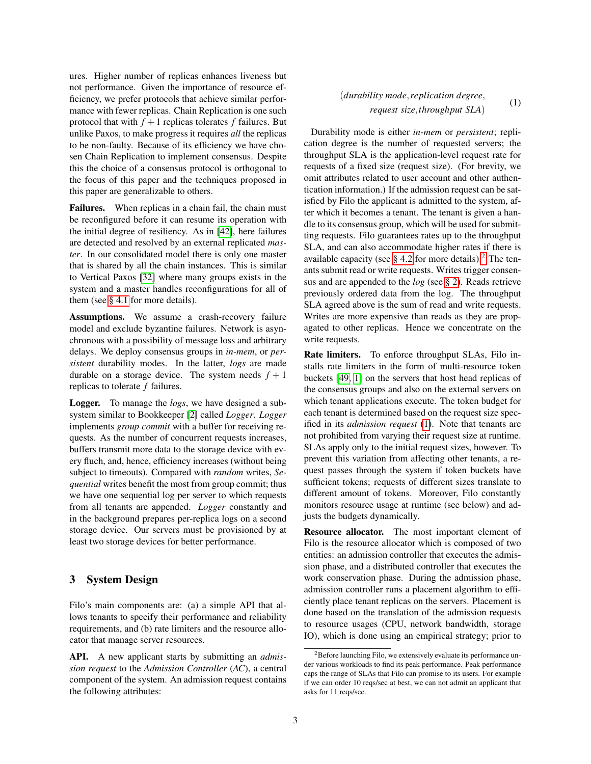ures. Higher number of replicas enhances liveness but not performance. Given the importance of resource efficiency, we prefer protocols that achieve similar performance with fewer replicas. Chain Replication is one such protocol that with $f+1$ replicas tolerates $f$ failures. But unlike Paxos, to make progress it requires *all* the replicas to be non-faulty. Because of its efficiency we have chosen Chain Replication to implement consensus. Despite this the choice of a consensus protocol is orthogonal to the focus of this paper and the techniques proposed in this paper are generalizable to others.

**Failures.** When replicas in a chain fail, the chain must be reconfigured before it can resume its operation with the initial degree of resiliency. As in [42], here failures are detected and resolved by an external replicated *master*. In our consolidated model there is only one master that is shared by all the chain instances. This is similar to Vertical Paxos [32] where many groups exists in the system and a master handles reconfigurations for all of them (see § 4.1 for more details).

**Assumptions.** We assume a crash-recovery failure model and exclude byzantine failures. Network is asynchronous with a possibility of message loss and arbitrary delays. We deploy consensus groups in *in-mem*, or *persistent* durability modes. In the latter, *logs* are made durable on a storage device. The system needs $f+1$ replicas to tolerate $f$ failures.

**Logger.** To manage the *logs*, we have designed a subsystem similar to Bookkeeper [2] called *Logger*. *Logger* implements *group commit* with a buffer for receiving requests. As the number of concurrent requests increases, buffers transmit more data to the storage device with every fluch, and, hence, efficiency increases (without being subject to timeouts). Compared with *random* writes, *Sequential* writes benefit the most from group commit; thus we have one sequential log per server to which requests from all tenants are appended. *Logger* constantly and in the background prepares per-replica logs on a second storage device. Our servers must be provisioned by at least two storage devices for better performance.

## 3 System Design

Filo's main components are: (a) a simple API that allows tenants to specify their performance and reliability requirements, and (b) rate limiters and the resource allocator that manage server resources.

**API.** A new applicant starts by submitting an *admission request* to the *Admission Controller* (*AC*), a central component of the system. An admission request contains the following attributes:

$$(\textit{durability mode}, \textit{replication degree}, \textit{request size}, \textit{throughput SLA}) \tag{1}$$

Durability mode is either *in-mem* or *persistent*; replication degree is the number of requested servers; the throughput SLA is the application-level request rate for requests of a fixed size (request size). (For brevity, we omit attributes related to user account and other authentication information.) If the admission request can be satisfied by Filo the applicant is admitted to the system, after which it becomes a tenant. The tenant is given a handle to its consensus group, which will be used for submitting requests. Filo guarantees rates up to the throughput SLA, and can also accommodate higher rates if there is available capacity (see § 4.2 for more details).[2] The tenants submit read or write requests. Writes trigger consensus and are appended to the *log* (see § 2). Reads retrieve previously ordered data from the log. The throughput SLA agreed above is the sum of read and write requests. Writes are more expensive than reads as they are propagated to other replicas. Hence we concentrate on the write requests.

**Rate limiters.** To enforce throughput SLAs, Filo installs rate limiters in the form of multi-resource token buckets [49, 1] on the servers that host head replicas of the consensus groups and also on the external servers on which tenant applications execute. The token budget for each tenant is determined based on the request size specified in its *admission request* (1). Note that tenants are not prohibited from varying their request size at runtime. SLAs apply only to the initial request sizes, however. To prevent this variation from affecting other tenants, a request passes through the system if token buckets have sufficient tokens; requests of different sizes translate to different amount of tokens. Moreover, Filo constantly monitors resource usage at runtime (see below) and adjusts the budgets dynamically.

**Resource allocator.** The most important element of Filo is the resource allocator which is composed of two entities: an admission controller that executes the admission phase, and a distributed controller that executes the work conservation phase. During the admission phase, admission controller runs a placement algorithm to efficiently place tenant replicas on the servers. Placement is done based on the translation of the admission requests to resource usages (CPU, network bandwidth, storage IO), which is done using an empirical strategy; prior to

[2] Before launching Filo, we extensively evaluate its performance under various workloads to find its peak performance. Peak performance caps the range of SLAs that Filo can promise to its users. For example if we can order 10 reqs/sec at best, we can not admit an applicant that asks for 11 reqs/sec.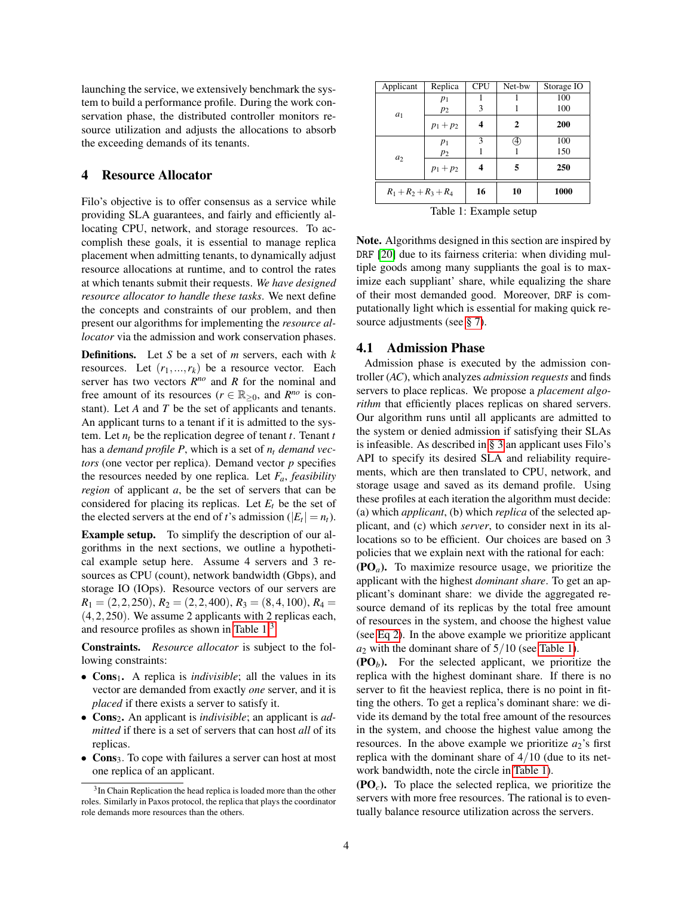launching the service, we extensively benchmark the system to build a performance profile. During the work conservation phase, the distributed controller monitors resource utilization and adjusts the allocations to absorb the exceeding demands of its tenants.

## 4 Resource Allocator

Filo's objective is to offer consensus as a service while providing SLA guarantees, and fairly and efficiently allocating CPU, network, and storage resources. To accomplish these goals, it is essential to manage replica placement when admitting tenants, to dynamically adjust resource allocations at runtime, and to control the rates at which tenants submit their requests. *We have designed resource allocator to handle these tasks.* We next define the concepts and constraints of our problem, and then present our algorithms for implementing the *resource allocator* via the admission and work conservation phases.

**Definitions.** Let $S$ be a set of $m$ servers, each with $k$ resources. Let $(r_1, \ldots, r_k)$ be a resource vector. Each server has two vectors $R^{no}$ and $R$ for the nominal and free amount of its resources ($r \in \mathbb{R}_{\geq 0}$, and $R^{no}$ is constant). Let $A$ and $T$ be the set of applicants and tenants. An applicant turns to a tenant if it is admitted to the system. Let $n_t$ be the replication degree of tenant $t$. Tenant $t$ has a *demand profile* $P$, which is a set of $n_t$ *demand vectors* (one vector per replica). Demand vector $p$ specifies the resources needed by one replica. Let $F_a$, *feasibility region* of applicant $a$, be the set of servers that can be considered for placing its replicas. Let $E_t$ be the set of the elected servers at the end of $t$'s admission ($|E_t| = n_t$).

**Example setup.** To simplify the description of our algorithms in the next sections, we outline a hypothetical example setup here. Assume 4 servers and 3 resources as CPU (count), network bandwidth (Gbps), and storage IO (IOps). Resource vectors of our servers are $R_1 = (2,2,250)$, $R_2 = (2,2,400)$, $R_3 = (8,4,100)$, $R_4 = (4,2,250)$. We assume 2 applicants with 2 replicas each, and resource profiles as shown in Table 1.[3]

**Constraints.** *Resource allocator* is subject to the following constraints:

- **Cons**$_1$. A replica is *indivisible*; all the values in its vector are demanded from exactly *one* server, and it is *placed* if there exists a server to satisfy it.
- **Cons**$_2$. An applicant is *indivisible*; an applicant is *admitted* if there is a set of servers that can host *all* of its replicas.
- **Cons**$_3$. To cope with failures a server can host at most one replica of an applicant.

[3] In Chain Replication the head replica is loaded more than the other roles. Similarly in Paxos protocol, the replica that plays the coordinator role demands more resources than the others.

| Applicant | Replica | CPU | Net-bw | Storage IO |
|---|---|---|---|---|
| $a_1$ | $p_1$ | 1 | 1 | 100 |
| | $p_2$ | 3 | 1 | 100 |
| | $p_1 + p_2$ | **4** | **2** | **200** |
| $a_2$ | $p_1$ | 3 | ④ | 100 |
| | $p_2$ | 1 | 1 | 150 |
| | $p_1 + p_2$ | **4** | **5** | **250** |
| $R_1 + R_2 + R_3 + R_4$ | | **16** | **10** | **1000** |

Table 1: Example setup

**Note.** Algorithms designed in this section are inspired by DRF [20] due to its fairness criteria: when dividing multiple goods among many suppliants the goal is to maximize each suppliant' share, while equalizing the share of their most demanded good. Moreover, DRF is computationally light which is essential for making quick resource adjustments (see § 7).

### 4.1 Admission Phase

Admission phase is executed by the admission controller (*AC*), which analyzes *admission requests* and finds servers to place replicas. We propose a *placement algorithm* that efficiently places replicas on shared servers. Our algorithm runs until all applicants are admitted to the system or denied admission if satisfying their SLAs is infeasible. As described in § 3 an applicant uses Filo's API to specify its desired SLA and reliability requirements, which are then translated to CPU, network, and storage usage and saved as its demand profile. Using these profiles at each iteration the algorithm must decide: (a) which *applicant*, (b) which *replica* of the selected applicant, and (c) which *server*, to consider next in its allocations so to be efficient. Our choices are based on 3 policies that we explain next with the rational for each:

**(PO$_a$).** To maximize resource usage, we prioritize the applicant with the highest *dominant share*. To get an applicant's dominant share: we divide the aggregated resource demand of its replicas by the total free amount of resources in the system, and choose the highest value (see Eq 2). In the above example we prioritize applicant $a_2$ with the dominant share of $5/10$ (see Table 1).

**(PO$_b$).** For the selected applicant, we prioritize the replica with the highest dominant share. If there is no server to fit the heaviest replica, there is no point in fitting the others. To get a replica's dominant share: we divide its demand by the total free amount of the resources in the system, and choose the highest value among the resources. In the above example we prioritize $a_2$'s first replica with the dominant share of $4/10$ (due to its network bandwidth, note the circle in Table 1).

**(PO$_c$).** To place the selected replica, we prioritize the servers with more free resources. The rational is to eventually balance resource utilization across the servers.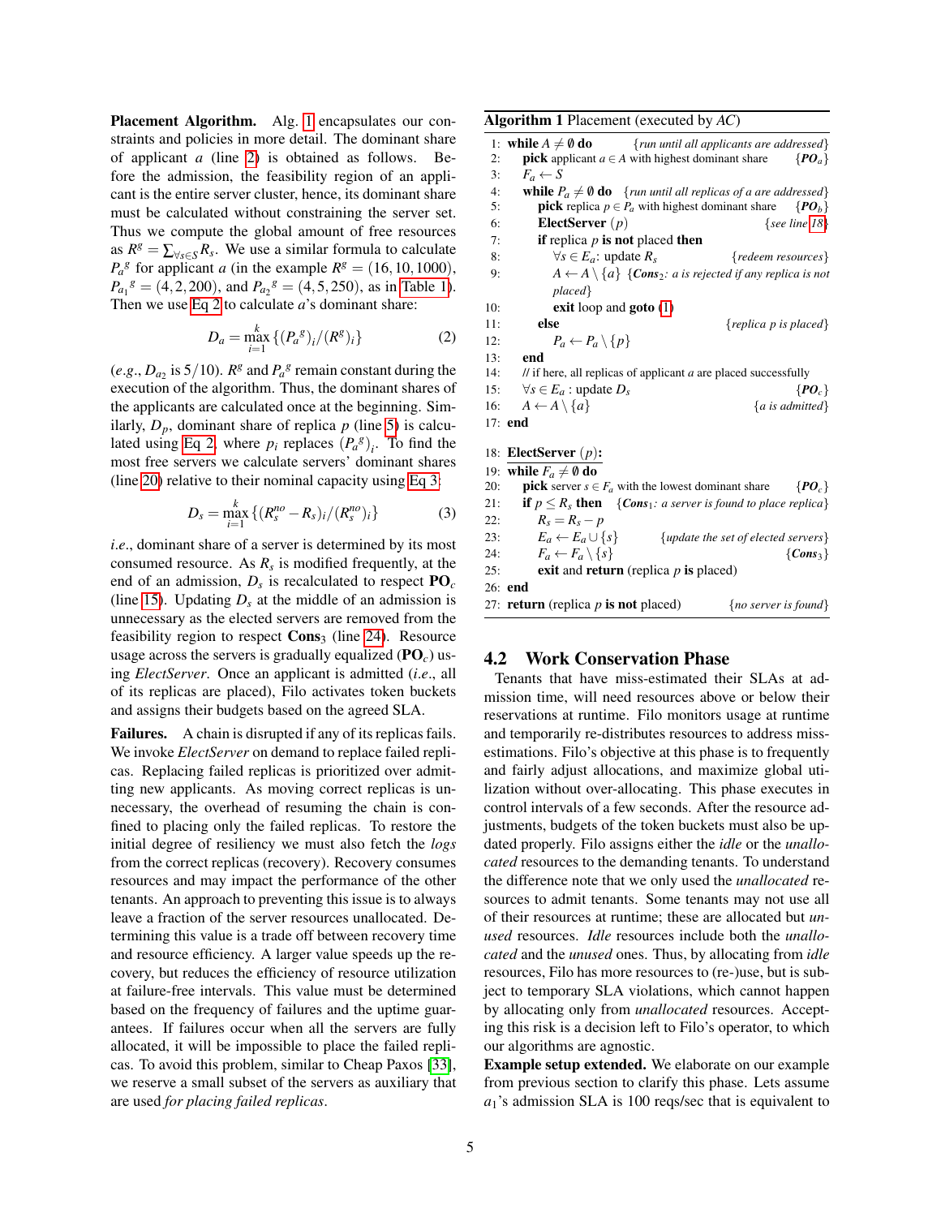**Placement Algorithm.** Alg. 1 encapsulates our constraints and policies in more detail. The dominant share of applicant $a$ (line 2) is obtained as follows. Before the admission, the feasibility region of an applicant is the entire server cluster, hence, its dominant share must be calculated without constraining the server set. Thus we compute the global amount of free resources as $R^g = \sum_{\forall s \in S} R_s$. We use a similar formula to calculate ${P_a}^g$ for applicant $a$ (in the example $R^g = (16, 10, 1000)$, ${P_{a_1}}^g = (4, 2, 200)$, and ${P_{a_2}}^g = (4, 5, 250)$, as in Table 1). Then we use Eq 2 to calculate $a$'s dominant share:

$$D_a = \max_{i=1}^{k} \{({P_a}^g)_i / (R^g)_i\} \tag{2}$$

(*e.g.*, $D_{a_2}$ is $5/10$). $R^g$ and ${P_a}^g$ remain constant during the execution of the algorithm. Thus, the dominant shares of the applicants are calculated once at the beginning. Similarly, $D_p$, dominant share of replica $p$ (line 5) is calculated using Eq 2, where $p_i$ replaces $({P_a}^g)_i$. To find the most free servers we calculate servers' dominant shares (line 20) relative to their nominal capacity using Eq 3:

$$D_s = \max_{i=1}^{k} \{(R_s^{no} - R_s)_i / (R_s^{no})_i\} \tag{3}$$

*i.e.*, dominant share of a server is determined by its most consumed resource. As $R_s$ is modified frequently, at the end of an admission, $D_s$ is recalculated to respect $\mathbf{PO}_c$ (line 15). Updating $D_s$ at the middle of an admission is unnecessary as the elected servers are removed from the feasibility region to respect $\mathbf{Cons}_3$ (line 24). Resource usage across the servers is gradually equalized ($\mathbf{PO}_c$) using *ElectServer*. Once an applicant is admitted (*i.e.*, all of its replicas are placed), Filo activates token buckets and assigns their budgets based on the agreed SLA.

**Failures.** A chain is disrupted if any of its replicas fails. We invoke *ElectServer* on demand to replace failed replicas. Replacing failed replicas is prioritized over admitting new applicants. As moving correct replicas is unnecessary, the overhead of resuming the chain is confined to placing only the failed replicas. To restore the initial degree of resiliency we must also fetch the *logs* from the correct replicas (recovery). Recovery consumes resources and may impact the performance of the other tenants. An approach to preventing this issue is to always leave a fraction of the server resources unallocated. Determining this value is a trade off between recovery time and resource efficiency. A larger value speeds up the recovery, but reduces the efficiency of resource utilization at failure-free intervals. This value must be determined based on the frequency of failures and the uptime guarantees. If failures occur when all the servers are fully allocated, it will be impossible to place the failed replicas. To avoid this problem, similar to Cheap Paxos [33], we reserve a small subset of the servers as auxiliary that are used *for placing failed replicas*.

**Algorithm 1** Placement (executed by *AC*)

```
1:  while A ≠ ∅ do                  {run until all applicants are addressed}
2:    pick applicant a ∈ A with highest dominant share          {PO_a}
3:    F_a ← S
4:    while P_a ≠ ∅ do             {run until all replicas of a are addressed}
5:      pick replica p ∈ P_a with highest dominant share        {PO_b}
6:      ElectServer (p)                                          {see line 18}
7:      if replica p is not placed then
8:        ∀s ∈ E_a: update R_s                            {redeem resources}
9:        A ← A \ {a}   {Cons_2: a is rejected if any replica is not placed}
10:       exit loop and goto (1)
11:     else                                              {replica p is placed}
12:       P_a ← P_a \ {p}
13:   end
14:   // if here, all replicas of applicant a are placed successfully
15:   ∀s ∈ E_a : update D_s                                     {PO_c}
16:   A ← A \ {a}                                        {a is admitted}
17: end

18: ElectServer (p):
19: while F_a ≠ ∅ do
20:   pick server s ∈ F_a with the lowest dominant share        {PO_c}
21:   if p ≤ R_s then   {Cons_1: a server is found to place replica}
22:     R_s = R_s − p
23:     E_a ← E_a ∪ {s}                   {update the set of elected servers}
24:     F_a ← F_a \ {s}                                          {Cons_3}
25:     exit and return (replica p is placed)
26: end
27: return (replica p is not placed)                    {no server is found}
```

## 4.2 Work Conservation Phase

Tenants that have miss-estimated their SLAs at admission time, will need resources above or below their reservations at runtime. Filo monitors usage at runtime and temporarily re-distributes resources to address miss-estimations. Filo's objective at this phase is to frequently and fairly adjust allocations, and maximize global utilization without over-allocating. This phase executes in control intervals of a few seconds. After the resource adjustments, budgets of the token buckets must also be updated properly. Filo assigns either the *idle* or the *unallocated* resources to the demanding tenants. To understand the difference note that we only used the *unallocated* resources to admit tenants. Some tenants may not use all of their resources at runtime; these are allocated but *unused* resources. *Idle* resources include both the *unallocated* and the *unused* ones. Thus, by allocating from *idle* resources, Filo has more resources to (re-)use, but is subject to temporary SLA violations, which cannot happen by allocating only from *unallocated* resources. Accepting this risk is a decision left to Filo's operator, to which our algorithms are agnostic.

**Example setup extended.** We elaborate on our example from previous section to clarify this phase. Lets assume $a_1$'s admission SLA is 100 reqs/sec that is equivalent to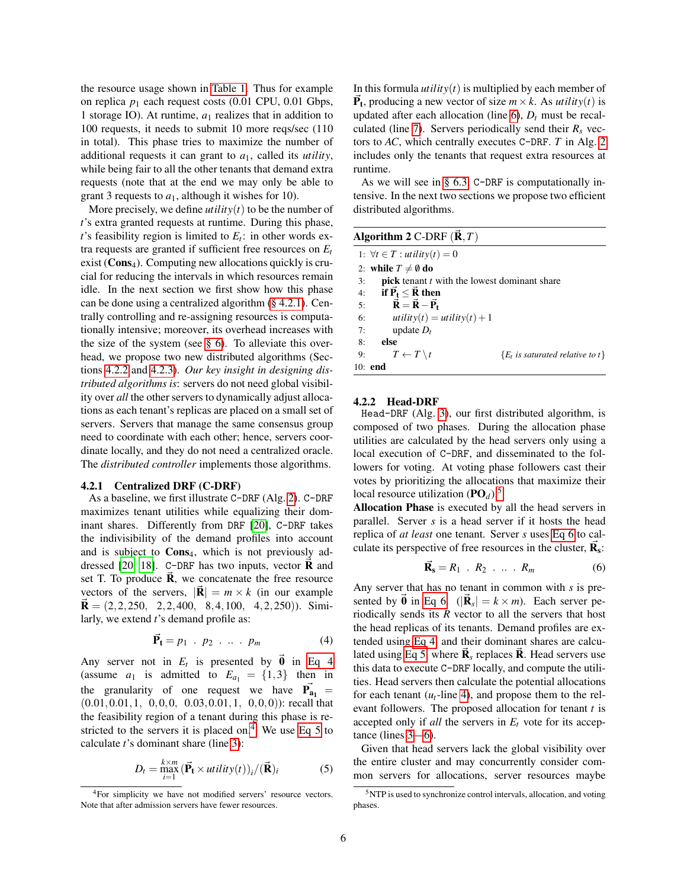the resource usage shown in Table 1. Thus for example on replica $p_1$ each request costs (0.01 CPU, 0.01 Gbps, 1 storage IO). At runtime, $a_1$ realizes that in addition to 100 requests, it needs to submit 10 more reqs/sec (110 in total). This phase tries to maximize the number of additional requests it can grant to $a_1$, called its *utility*, while being fair to all the other tenants that demand extra requests (note that at the end we may only be able to grant 3 requests to $a_1$, although it wishes for 10).

More precisely, we define $utility(t)$ to be the number of $t$'s extra granted requests at runtime. During this phase, $t$'s feasibility region is limited to $E_t$: in other words extra requests are granted if sufficient free resources on $E_t$ exist (**Cons**$_4$). Computing new allocations quickly is crucial for reducing the intervals in which resources remain idle. In the next section we first show how this phase can be done using a centralized algorithm (§ 4.2.1). Centrally controlling and re-assigning resources is computationally intensive; moreover, its overhead increases with the size of the system (see § 6). To alleviate this overhead, we propose two new distributed algorithms (Sections 4.2.2 and 4.2.3). *Our key insight in designing distributed algorithms is*: servers do not need global visibility over *all* the other servers to dynamically adjust allocations as each tenant's replicas are placed on a small set of servers. Servers that manage the same consensus group need to coordinate with each other; hence, servers coordinate locally, and they do not need a centralized oracle. The *distributed controller* implements those algorithms.

#### 4.2.1 Centralized DRF (C-DRF)

As a baseline, we first illustrate C-DRF (Alg. 2). C-DRF maximizes tenant utilities while equalizing their dominant shares. Differently from DRF [20], C-DRF takes the indivisibility of the demand profiles into account and is subject to **Cons**$_4$, which is not previously addressed [20, 18]. C-DRF has two inputs, vector $\vec{\mathbf{R}}$ and set T. To produce $\vec{\mathbf{R}}$, we concatenate the free resource vectors of the servers, $|\vec{\mathbf{R}}| = m \times k$ (in our example $\vec{\mathbf{R}} = (2,2,250,\ \ 2,2,400,\ \ 8,4,100,\ \ 4,2,250)$). Similarly, we extend $t$'s demand profile as:

$$\vec{\mathbf{P}}_\mathbf{t} = p_1\ .\ p_2\ .\ ..\ .\ p_m \tag{4}$$

Any server not in $E_t$ is presented by $\vec{\mathbf{0}}$ in Eq 4 (assume $a_1$ is admitted to $E_{a_1} = \{1,3\}$ then in the granularity of one request we have $\vec{\mathbf{P}}_{\mathbf{a_1}} = (0.01, 0.01, 1,\ \ 0,0,0,\ \ 0.03, 0.01, 1,\ \ 0,0,0)$): recall that the feasibility region of a tenant during this phase is restricted to the servers it is placed on.[4] We use Eq 5 to calculate $t$'s dominant share (line 3):

$$D_t = \max_{i=1}^{k\times m} (\vec{\mathbf{P}}_\mathbf{t} \times utility(t))_i / (\vec{\mathbf{R}})_i \tag{5}$$

In this formula $utility(t)$ is multiplied by each member of $\vec{\mathbf{P}}_\mathbf{t}$, producing a new vector of size $m \times k$. As $utility(t)$ is updated after each allocation (line 6), $D_t$ must be recalculated (line 7). Servers periodically send their $R_s$ vectors to $AC$, which centrally executes C-DRF. $T$ in Alg. 2 includes only the tenants that request extra resources at runtime.

As we will see in § 6.3, C-DRF is computationally intensive. In the next two sections we propose two efficient distributed algorithms.

**Algorithm 2** C-DRF $(\vec{\mathbf{R}}, T)$

```
1: ∀t ∈ T : utility(t) = 0
2: while T ≠ ∅ do
3:    pick tenant t with the lowest dominant share
4:    if P_t ≤ R then
5:       R = R − P_t
6:       utility(t) = utility(t) + 1
7:       update D_t
8:    else
9:       T ← T \ t                  {E_t is saturated relative to t}
10: end
```

#### 4.2.2 Head-DRF

Head-DRF (Alg. 3), our first distributed algorithm, is composed of two phases. During the allocation phase utilities are calculated by the head servers only using a local execution of C-DRF, and disseminated to the followers for voting. At voting phase followers cast their votes by prioritizing the allocations that maximize their local resource utilization (**PO**$_d$).[5]

**Allocation Phase** is executed by all the head servers in parallel. Server $s$ is a head server if it hosts the head replica of *at least* one tenant. Server $s$ uses Eq 6 to calculate its perspective of free resources in the cluster, $\vec{\mathbf{R}}_\mathbf{s}$:

$$\vec{\mathbf{R}}_\mathbf{s} = R_1\ .\ R_2\ .\ ..\ .\ R_m \tag{6}$$

Any server that has no tenant in common with $s$ is presented by $\vec{\mathbf{0}}$ in Eq 6. ($|\vec{\mathbf{R}}_s| = k \times m$). Each server periodically sends its $R$ vector to all the servers that host the head replicas of its tenants. Demand profiles are extended using Eq 4 and their dominant shares are calculated using Eq 5 where $\vec{\mathbf{R}}_s$ replaces $\vec{\mathbf{R}}$. Head servers use this data to execute C-DRF locally, and compute the utilities. Head servers then calculate the potential allocations for each tenant ($u_t$-line 4), and propose them to the relevant followers. The proposed allocation for tenant $t$ is accepted only if *all* the servers in $E_t$ vote for its acceptance (lines 3–6).

Given that head servers lack the global visibility over the entire cluster and may concurrently consider common servers for allocations, server resources maybe

[4] For simplicity we have not modified servers' resource vectors. Note that after admission servers have fewer resources.

[5] NTP is used to synchronize control intervals, allocation, and voting phases.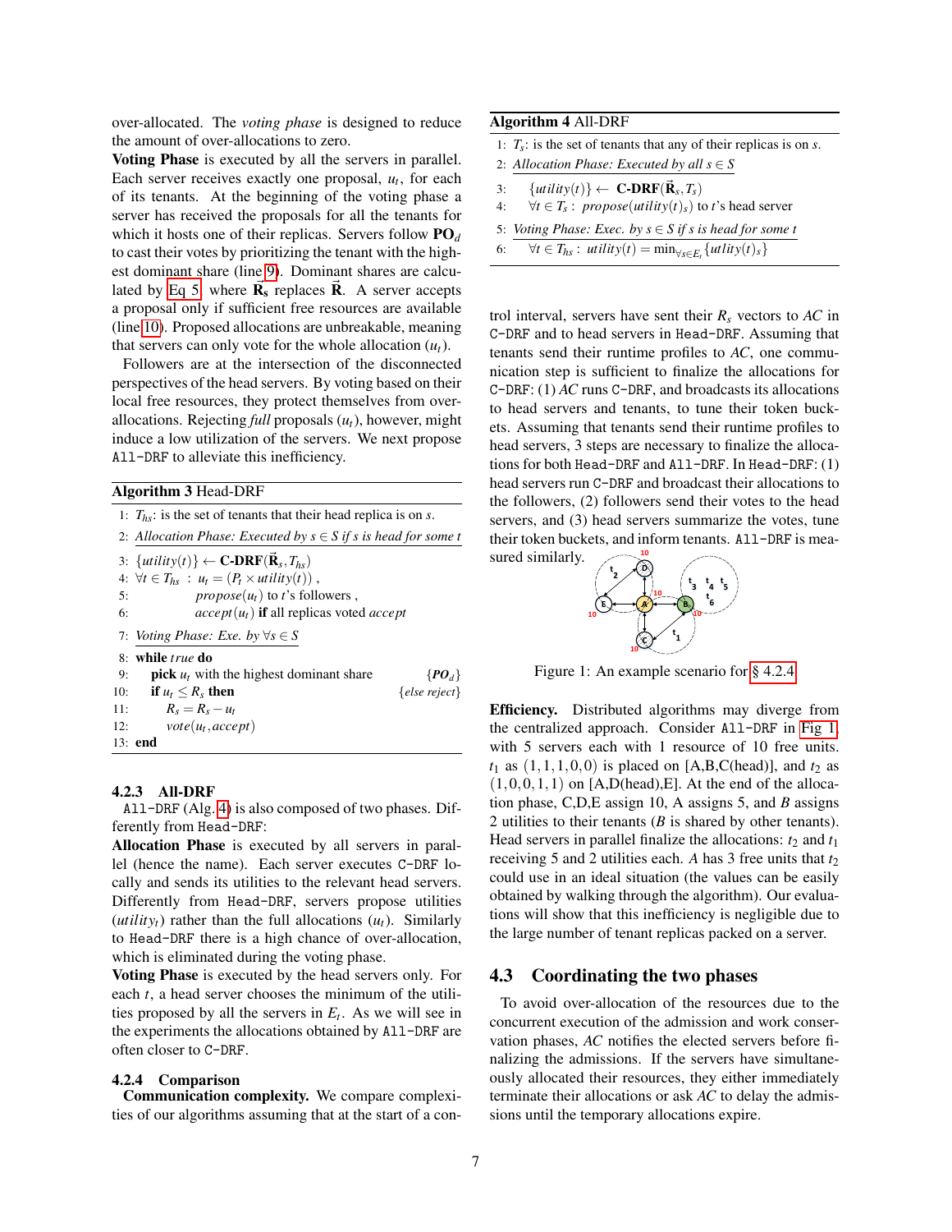over-allocated. The *voting phase* is designed to reduce the amount of over-allocations to zero.

**Voting Phase** is executed by all the servers in parallel. Each server receives exactly one proposal, $u_t$, for each of its tenants. At the beginning of the voting phase a server has received the proposals for all the tenants for which it hosts one of their replicas. Servers follow $\mathbf{PO}_d$ to cast their votes by prioritizing the tenant with the highest dominant share (line 9). Dominant shares are calculated by Eq 5, where $\vec{\mathbf{R}}_\mathbf{s}$ replaces $\vec{\mathbf{R}}$. A server accepts a proposal only if sufficient free resources are available (line 10). Proposed allocations are unbreakable, meaning that servers can only vote for the whole allocation ($u_t$).

Followers are at the intersection of the disconnected perspectives of the head servers. By voting based on their local free resources, they protect themselves from over-allocations. Rejecting *full* proposals ($u_t$), however, might induce a low utilization of the servers. We next propose `All-DRF` to alleviate this inefficiency.

**Algorithm 3** Head-DRF

```
1:  T_hs: is the set of tenants that their head replica is on s.
2:  Allocation Phase: Executed by s ∈ S if s is head for some t
3:  {utility(t)} ← C-DRF(R_s, T_hs)
4:  ∀t ∈ T_hs : u_t = (P_t × utility(t)) ,
5:          propose(u_t) to t's followers ,
6:          accept(u_t) if all replicas voted accept
7:  Voting Phase: Exe. by ∀s ∈ S
8:  while true do
9:      pick u_t with the highest dominant share        {PO_d}
10:     if u_t ≤ R_s then                               {else reject}
11:         R_s = R_s − u_t
12:         vote(u_t, accept)
13: end
```

### 4.2.3 All-DRF

`All-DRF` (Alg. 4) is also composed of two phases. Differently from `Head-DRF`:

**Allocation Phase** is executed by all servers in parallel (hence the name). Each server executes `C-DRF` locally and sends its utilities to the relevant head servers. Differently from `Head-DRF`, servers propose utilities ($utility_t$) rather than the full allocations ($u_t$). Similarly to `Head-DRF` there is a high chance of over-allocation, which is eliminated during the voting phase.

**Voting Phase** is executed by the head servers only. For each $t$, a head server chooses the minimum of the utilities proposed by all the servers in $E_t$. As we will see in the experiments the allocations obtained by `All-DRF` are often closer to `C-DRF`.

### 4.2.4 Comparison

**Communication complexity.** We compare complexities of our algorithms assuming that at the start of a control interval, servers have sent their $R_s$ vectors to *AC* in `C-DRF` and to head servers in `Head-DRF`. Assuming that tenants send their runtime profiles to *AC*, one communication step is sufficient to finalize the allocations for `C-DRF`: (1) *AC* runs `C-DRF`, and broadcasts its allocations to head servers and tenants, to tune their token buckets. Assuming that tenants send their runtime profiles to head servers, 3 steps are necessary to finalize the allocations for both `Head-DRF` and `All-DRF`. In `Head-DRF`: (1) head servers run `C-DRF` and broadcast their allocations to the followers, (2) followers send their votes to the head servers, and (3) head servers summarize the votes, tune their token buckets, and inform tenants. `All-DRF` is measured similarly.

**Algorithm 4** All-DRF

```
1:  T_s: is the set of tenants that any of their replicas is on s.
2:  Allocation Phase: Executed by all s ∈ S
3:     {utility(t)} ← C-DRF(R_s, T_s)
4:     ∀t ∈ T_s : propose(utility(t)_s) to t's head server
5:  Voting Phase: Exe. by s ∈ S if s is head for some t
6:     ∀t ∈ T_hs : utility(t) = min_{∀s∈E_t} {utility(t)_s}
```

Figure 1: An example scenario for § 4.2.4

**Efficiency.** Distributed algorithms may diverge from the centralized approach. Consider `All-DRF` in Fig 1, with 5 servers each with 1 resource of 10 free units. $t_1$ as $(1,1,1,0,0)$ is placed on [A,B,C(head)], and $t_2$ as $(1,0,0,1,1)$ on [A,D(head),E]. At the end of the allocation phase, C,D,E assign 10, A assigns 5, and *B* assigns 2 utilities to their tenants (*B* is shared by other tenants). Head servers in parallel finalize the allocations: $t_2$ and $t_1$ receiving 5 and 2 utilities each. *A* has 3 free units that $t_2$ could use in an ideal situation (the values can be easily obtained by walking through the algorithm). Our evaluations will show that this inefficiency is negligible due to the large number of tenant replicas packed on a server.

## 4.3 Coordinating the two phases

To avoid over-allocation of the resources due to the concurrent execution of the admission and work conservation phases, *AC* notifies the elected servers before finalizing the admissions. If the servers have simultaneously allocated their resources, they either immediately terminate their allocations or ask *AC* to delay the admissions until the temporary allocations expire.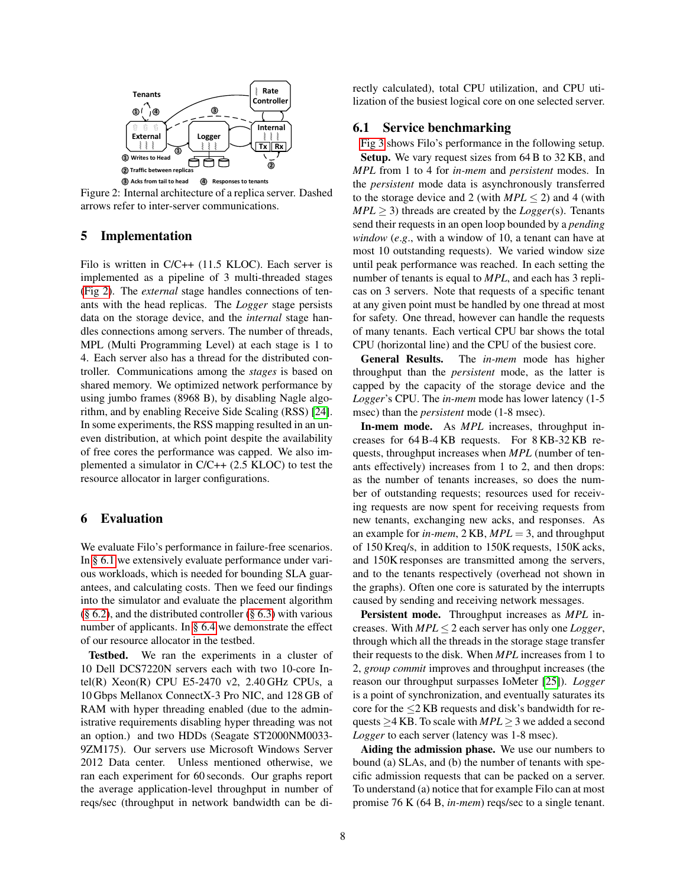Figure 2: Internal architecture of a replica server. Dashed arrows refer to inter-server communications.

## 5 Implementation

Filo is written in C/C++ (11.5 KLOC). Each server is implemented as a pipeline of 3 multi-threaded stages (Fig 2). The *external* stage handles connections of tenants with the head replicas. The *Logger* stage persists data on the storage device, and the *internal* stage handles connections among servers. The number of threads, MPL (Multi Programming Level) at each stage is 1 to 4. Each server also has a thread for the distributed controller. Communications among the *stages* is based on shared memory. We optimized network performance by using jumbo frames (8968 B), by disabling Nagle algorithm, and by enabling Receive Side Scaling (RSS) [24]. In some experiments, the RSS mapping resulted in an uneven distribution, at which point despite the availability of free cores the performance was capped. We also implemented a simulator in C/C++ (2.5 KLOC) to test the resource allocator in larger configurations.

## 6 Evaluation

We evaluate Filo's performance in failure-free scenarios. In § 6.1 we extensively evaluate performance under various workloads, which is needed for bounding SLA guarantees, and calculating costs. Then we feed our findings into the simulator and evaluate the placement algorithm (§ 6.2), and the distributed controller (§ 6.3) with various number of applicants. In § 6.4 we demonstrate the effect of our resource allocator in the testbed.

**Testbed.** We ran the experiments in a cluster of 10 Dell DCS7220N servers each with two 10-core Intel(R) Xeon(R) CPU E5-2470 v2, 2.40 GHz CPUs, a 10 Gbps Mellanox ConnectX-3 Pro NIC, and 128 GB of RAM with hyper threading enabled (due to the administrative requirements disabling hyper threading was not an option.) and two HDDs (Seagate ST2000NM0033-9ZM175). Our servers use Microsoft Windows Server 2012 Data center. Unless mentioned otherwise, we ran each experiment for 60 seconds. Our graphs report the average application-level throughput in number of reqs/sec (throughput in network bandwidth can be directly calculated), total CPU utilization, and CPU utilization of the busiest logical core on one selected server.

### 6.1 Service benchmarking

Fig 3 shows Filo's performance in the following setup.

**Setup.** We vary request sizes from 64 B to 32 KB, and *MPL* from 1 to 4 for *in-mem* and *persistent* modes. In the *persistent* mode data is asynchronously transferred to the storage device and 2 (with $MPL \leq 2$) and 4 (with $MPL \geq 3$) threads are created by the *Logger*(s). Tenants send their requests in an open loop bounded by a *pending window* (*e.g.*, with a window of 10, a tenant can have at most 10 outstanding requests). We varied window size until peak performance was reached. In each setting the number of tenants is equal to *MPL*, and each has 3 replicas on 3 servers. Note that requests of a specific tenant at any given point must be handled by one thread at most for safety. One thread, however can handle the requests of many tenants. Each vertical CPU bar shows the total CPU (horizontal line) and the CPU of the busiest core.

**General Results.** The *in-mem* mode has higher throughput than the *persistent* mode, as the latter is capped by the capacity of the storage device and the *Logger*'s CPU. The *in-mem* mode has lower latency (1-5 msec) than the *persistent* mode (1-8 msec).

**In-mem mode.** As *MPL* increases, throughput increases for 64 B-4 KB requests. For 8 KB-32 KB requests, throughput increases when *MPL* (number of tenants effectively) increases from 1 to 2, and then drops: as the number of tenants increases, so does the number of outstanding requests; resources used for receiving requests are now spent for receiving requests from new tenants, exchanging new acks, and responses. As an example for *in-mem*, 2 KB, $MPL = 3$, and throughput of 150 Kreq/s, in addition to 150K requests, 150K acks, and 150K responses are transmitted among the servers, and to the tenants respectively (overhead not shown in the graphs). Often one core is saturated by the interrupts caused by sending and receiving network messages.

**Persistent mode.** Throughput increases as *MPL* increases. With $MPL \leq 2$ each server has only one *Logger*, through which all the threads in the storage stage transfer their requests to the disk. When *MPL* increases from 1 to 2, *group commit* improves and throughput increases (the reason our throughput surpasses IoMeter [25]). *Logger* is a point of synchronization, and eventually saturates its core for the $\leq$2 KB requests and disk's bandwidth for requests $\geq$4 KB. To scale with $MPL \geq 3$ we added a second *Logger* to each server (latency was 1-8 msec).

**Aiding the admission phase.** We use our numbers to bound (a) SLAs, and (b) the number of tenants with specific admission requests that can be packed on a server. To understand (a) notice that for example Filo can at most promise 76 K (64 B, *in-mem*) reqs/sec to a single tenant.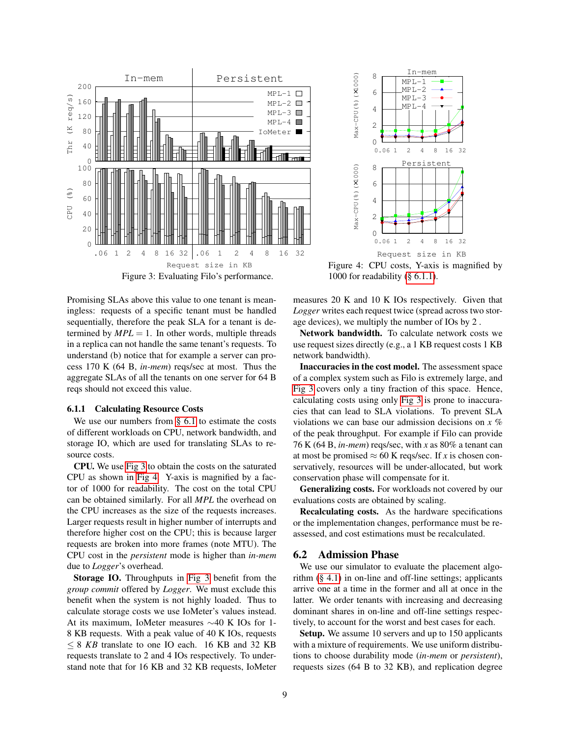Figure 3: Evaluating Filo's performance.

Figure 4: CPU costs, Y-axis is magnified by 1000 for readability (§ 6.1.1).

Promising SLAs above this value to one tenant is meaningless: requests of a specific tenant must be handled sequentially, therefore the peak SLA for a tenant is determined by $MPL = 1$. In other words, multiple threads in a replica can not handle the same tenant's requests. To understand (b) notice that for example a server can process 170 K (64 B, *in-mem*) reqs/sec at most. Thus the aggregate SLAs of all the tenants on one server for 64 B reqs should not exceed this value.

### 6.1.1 Calculating Resource Costs

We use our numbers from § 6.1 to estimate the costs of different workloads on CPU, network bandwidth, and storage IO, which are used for translating SLAs to resource costs.

**CPU.** We use Fig 3 to obtain the costs on the saturated CPU as shown in Fig 4. Y-axis is magnified by a factor of 1000 for readability. The cost on the total CPU can be obtained similarly. For all *MPL* the overhead on the CPU increases as the size of the requests increase. Larger requests result in higher number of interrupts and therefore higher cost on the CPU; this is because larger requests are broken into more frames (note MTU). The CPU cost in the *persistent* mode is higher than *in-mem* due to *Logger*'s overhead.

**Storage IO.** Throughputs in Fig 3 benefit from the *group commit* offered by *Logger*. We must exclude this benefit when the system is not highly loaded. Thus to calculate storage costs we use IoMeter's values instead. At its maximum, IoMeter measures ~40 K IOs for 1-8 KB requests. With a peak value of 40 K IOs, requests $\leq 8$ *KB* translate to one IO each. 16 KB and 32 KB requests translate to 2 and 4 IOs respectively. To understand note that for 16 KB and 32 KB requests, IoMeter measures 20 K and 10 K IOs respectively. Given that *Logger* writes each request twice (spread across two storage devices), we multiply the number of IOs by 2 .

**Network bandwidth.** To calculate network costs we use request sizes directly (e.g., a 1 KB request costs 1 KB network bandwidth).

**Inaccuracies in the cost model.** The assessment space of a complex system such as Filo is extremely large, and Fig 3 covers only a tiny fraction of this space. Hence, calculating costs using only Fig 3 is prone to inaccuracies that can lead to SLA violations. To prevent SLA violations we can base our admission decisions on $x$ % of the peak throughput. For example if Filo can provide 76 K (64 B, *in-mem*) reqs/sec, with $x$ as 80% a tenant can at most be promised $\approx 60$ K reqs/sec. If $x$ is chosen conservatively, resources will be under-allocated, but work conservation phase will compensate for it.

**Generalizing costs.** For workloads not covered by our evaluations costs are obtained by scaling.

**Recalculating costs.** As the hardware specifications or the implementation changes, performance must be reassessed, and cost estimations must be recalculated.

## 6.2 Admission Phase

We use our simulator to evaluate the placement algorithm (§ 4.1) in on-line and off-line settings; applicants arrive one at a time in the former and all at once in the latter. We order tenants with increasing and decreasing dominant shares in on-line and off-line settings respectively, to account for the worst and best cases for each.

**Setup.** We assume 10 servers and up to 150 applicants with a mixture of requirements. We use uniform distributions to choose durability mode (*in-mem* or *persistent*), requests sizes (64 B to 32 KB), and replication degree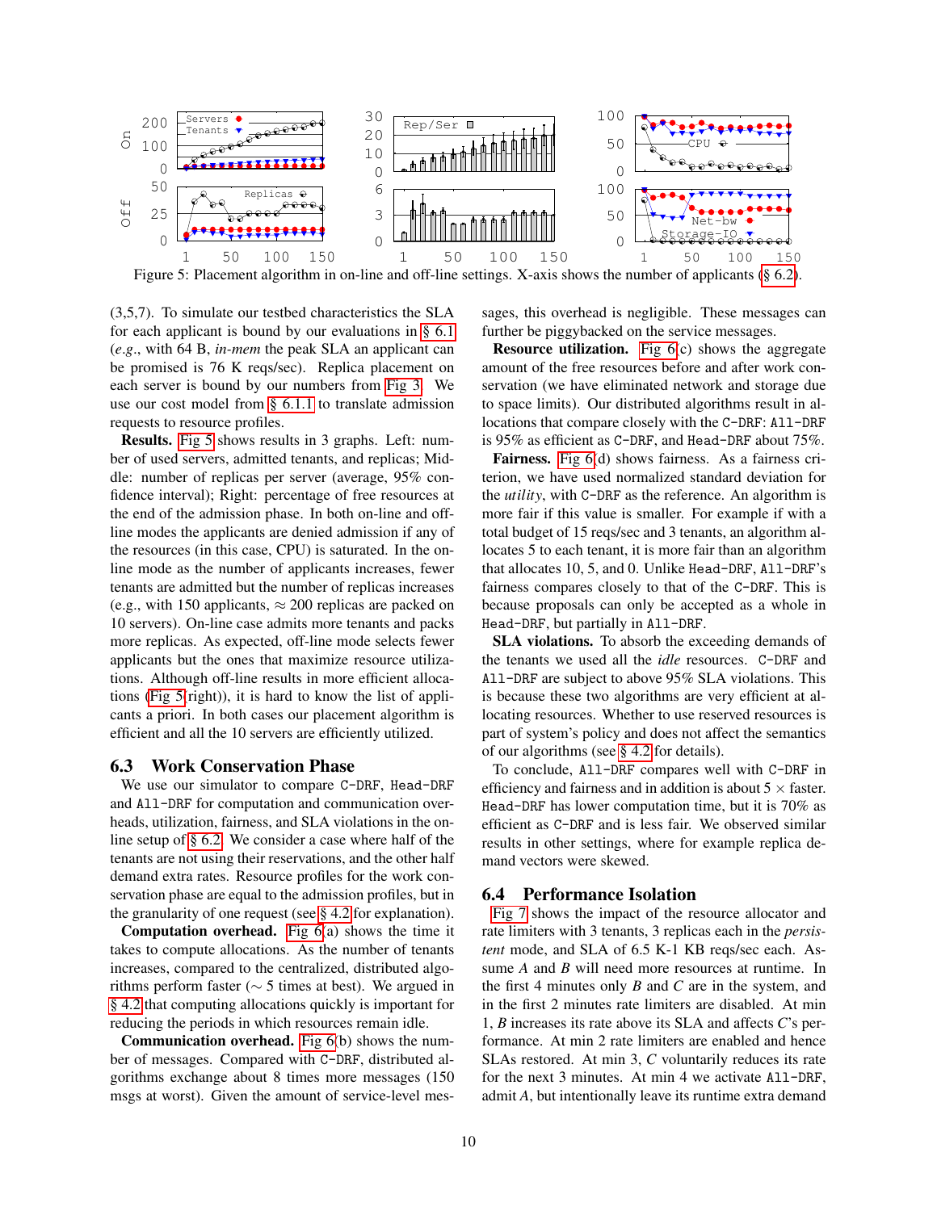Figure 5: Placement algorithm in on-line and off-line settings. X-axis shows the number of applicants (§ 6.2).

(3,5,7). To simulate our testbed characteristics the SLA for each applicant is bound by our evaluations in § 6.1 (*e.g.*, with 64 B, *in-mem* the peak SLA an applicant can be promised is 76 K reqs/sec). Replica placement on each server is bound by our numbers from Fig 3. We use our cost model from § 6.1.1 to translate admission requests to resource profiles.

**Results.** Fig 5 shows results in 3 graphs. Left: number of used servers, admitted tenants, and replicas; Middle: number of replicas per server (average, 95% confidence interval); Right: percentage of free resources at the end of the admission phase. In both on-line and off-line modes the applicants are denied admission if any of the resources (in this case, CPU) is saturated. In the on-line mode as the number of applicants increases, fewer tenants are admitted but the number of replicas increases (e.g., with 150 applicants, $\approx$ 200 replicas are packed on 10 servers). On-line case admits more tenants and packs more replicas. As expected, off-line mode selects fewer applicants but the ones that maximize resource utilizations. Although off-line results in more efficient allocations (Fig 5(right)), it is hard to know the list of applicants a priori. In both cases our placement algorithm is efficient and all the 10 servers are efficiently utilized.

## 6.3 Work Conservation Phase

We use our simulator to compare C-DRF, Head-DRF and All-DRF for computation and communication overheads, utilization, fairness, and SLA violations in the online setup of § 6.2. We consider a case where half of the tenants are not using their reservations, and the other half demand extra rates. Resource profiles for the work conservation phase are equal to the admission profiles, but in the granularity of one request (see § 4.2 for explanation).

**Computation overhead.** Fig 6(a) shows the time it takes to compute allocations. As the number of tenants increases, compared to the centralized, distributed algorithms perform faster ($\sim$ 5 times at best). We argued in § 4.2 that computing allocations quickly is important for reducing the periods in which resources remain idle.

**Communication overhead.** Fig 6(b) shows the number of messages. Compared with C-DRF, distributed algorithms exchange about 8 times more messages (150 msgs at worst). Given the amount of service-level messages, this overhead is negligible. These messages can further be piggybacked on the service messages.

**Resource utilization.** Fig 6(c) shows the aggregate amount of the free resources before and after work conservation (we have eliminated network and storage due to space limits). Our distributed algorithms result in allocations that compare closely with the C-DRF: All-DRF is 95% as efficient as C-DRF, and Head-DRF about 75%.

**Fairness.** Fig 6(d) shows fairness. As a fairness criterion, we have used normalized standard deviation for the *utility*, with C-DRF as the reference. An algorithm is more fair if this value is smaller. For example if with a total budget of 15 reqs/sec and 3 tenants, an algorithm allocates 5 to each tenant, it is more fair than an algorithm that allocates 10, 5, and 0. Unlike Head-DRF, All-DRF's fairness compares closely to that of the C-DRF. This is because proposals can only be accepted as a whole in Head-DRF, but partially in All-DRF.

**SLA violations.** To absorb the exceeding demands of the tenants we used all the *idle* resources. C-DRF and All-DRF are subject to above 95% SLA violations. This is because these two algorithms are very efficient at allocating resources. Whether to use reserved resources is part of system's policy and does not affect the semantics of our algorithms (see § 4.2 for details).

To conclude, All-DRF compares well with C-DRF in efficiency and fairness and in addition is about 5 $\times$ faster. Head-DRF has lower computation time, but it is 70% as efficient as C-DRF and is less fair. We observed similar results in other settings, where for example replica demand vectors were skewed.

## 6.4 Performance Isolation

Fig 7 shows the impact of the resource allocator and rate limiters with 3 tenants, 3 replicas each in the *persistent* mode, and SLA of 6.5 K-1 KB reqs/sec each. Assume *A* and *B* will need more resources at runtime. In the first 4 minutes only *B* and *C* are in the system, and in the first 2 minutes rate limiters are disabled. At min 1, *B* increases its rate above its SLA and affects *C*'s performance. At min 2 rate limiters are enabled and hence SLAs restored. At min 3, *C* voluntarily reduces its rate for the next 3 minutes. At min 4 we activate All-DRF, admit *A*, but intentionally leave its runtime extra demand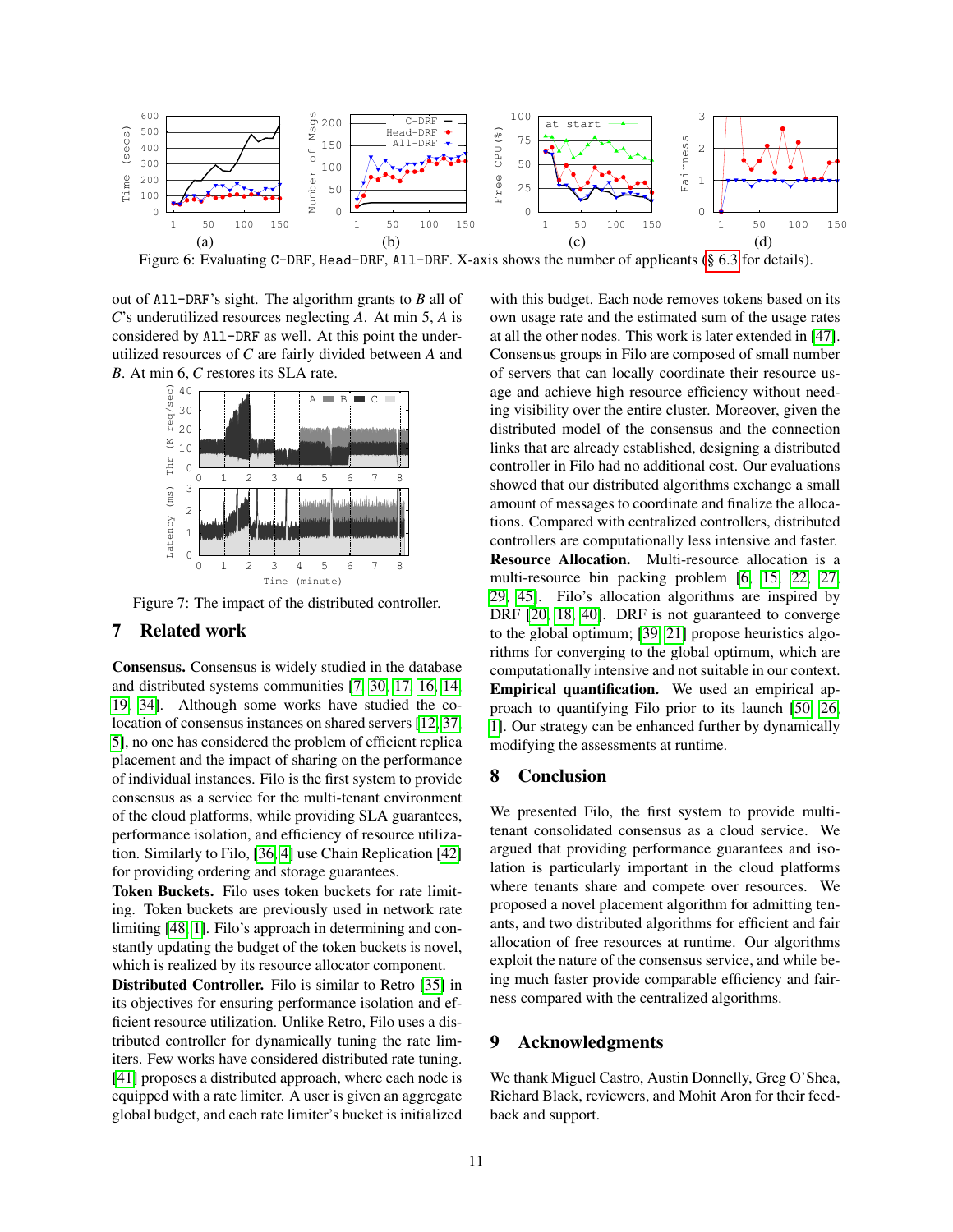Figure 6: Evaluating C-DRF, Head-DRF, All-DRF. X-axis shows the number of applicants (§ 6.3 for details).

out of All-DRF's sight. The algorithm grants to *B* all of *C*'s underutilized resources neglecting *A*. At min 5, *A* is considered by All-DRF as well. At this point the underutilized resources of *C* are fairly divided between *A* and *B*. At min 6, *C* restores its SLA rate.

Figure 7: The impact of the distributed controller.

## 7 Related work

**Consensus.** Consensus is widely studied in the database and distributed systems communities [7, 30, 17, 16, 14, 19, 34]. Although some works have studied the co-location of consensus instances on shared servers [12, 37, 5], no one has considered the problem of efficient replica placement and the impact of sharing on the performance of individual instances. Filo is the first system to provide consensus as a service for the multi-tenant environment of the cloud platforms, while providing SLA guarantees, performance isolation, and efficiency of resource utilization. Similarly to Filo, [36, 4] use Chain Replication [42] for providing ordering and storage guarantees.

**Token Buckets.** Filo uses token buckets for rate limiting. Token buckets are previously used in network rate limiting [48, 1]. Filo's approach in determining and constantly updating the budget of the token buckets is novel, which is realized by its resource allocator component.

**Distributed Controller.** Filo is similar to Retro [35] in its objectives for ensuring performance isolation and efficient resource utilization. Unlike Retro, Filo uses a distributed controller for dynamically tuning the rate limiters. Few works have considered distributed rate tuning. [41] proposes a distributed approach, where each node is equipped with a rate limiter. A user is given an aggregate global budget, and each rate limiter's bucket is initialized with this budget. Each node removes tokens based on its own usage rate and the estimated sum of the usage rates at all the other nodes. This work is later extended in [47]. Consensus groups in Filo are composed of small number of servers that can locally coordinate their resource usage and achieve high resource efficiency without needing visibility over the entire cluster. Moreover, given the distributed model of the consensus and the connection links that are already established, designing a distributed controller in Filo had no additional cost. Our evaluations showed that our distributed algorithms exchange a small amount of messages to coordinate and finalize the allocations. Compared with centralized controllers, distributed controllers are computationally less intensive and faster.

**Resource Allocation.** Multi-resource allocation is a multi-resource bin packing problem [6, 15, 22, 27, 29, 45]. Filo's allocation algorithms are inspired by DRF [20, 18, 40]. DRF is not guaranteed to converge to the global optimum; [39, 21] propose heuristics algorithms for converging to the global optimum, which are computationally intensive and not suitable in our context.

**Empirical quantification.** We used an empirical approach to quantifying Filo prior to its launch [50, 26, 1]. Our strategy can be enhanced further by dynamically modifying the assessments at runtime.

## 8 Conclusion

We presented Filo, the first system to provide multi-tenant consolidated consensus as a cloud service. We argued that providing performance guarantees and isolation is particularly important in the cloud platforms where tenants share and compete over resources. We proposed a novel placement algorithm for admitting tenants, and two distributed algorithms for efficient and fair allocation of free resources at runtime. Our algorithms exploit the nature of the consensus service, and while being much faster provide comparable efficiency and fairness compared with the centralized algorithms.

## 9 Acknowledgments

We thank Miguel Castro, Austin Donnelly, Greg O'Shea, Richard Black, reviewers, and Mohit Aron for their feedback and support.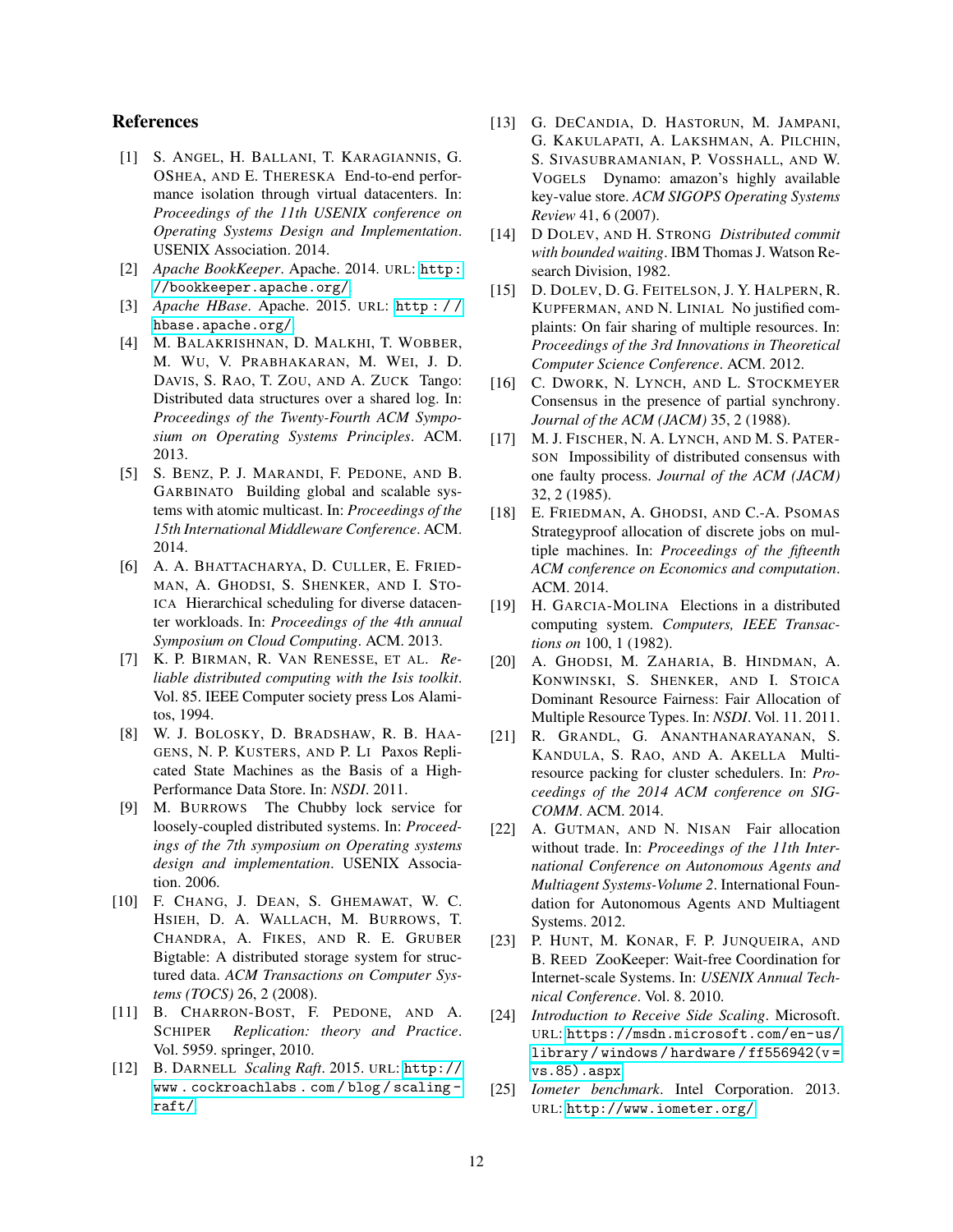## References

[1] S. Angel, H. Ballani, T. Karagiannis, G. OShea, and E. Thereska End-to-end performance isolation through virtual datacenters. In: *Proceedings of the 11th USENIX conference on Operating Systems Design and Implementation*. USENIX Association. 2014.

[2] *Apache BookKeeper*. Apache. 2014. URL: http://bookkeeper.apache.org/.

[3] *Apache HBase*. Apache. 2015. URL: http://hbase.apache.org/.

[4] M. Balakrishnan, D. Malkhi, T. Wobber, M. Wu, V. Prabhakaran, M. Wei, J. D. Davis, S. Rao, T. Zou, and A. Zuck Tango: Distributed data structures over a shared log. In: *Proceedings of the Twenty-Fourth ACM Symposium on Operating Systems Principles*. ACM. 2013.

[5] S. Benz, P. J. Marandi, F. Pedone, and B. Garbinato Building global and scalable systems with atomic multicast. In: *Proceedings of the 15th International Middleware Conference*. ACM. 2014.

[6] A. A. Bhattacharya, D. Culler, E. Friedman, A. Ghodsi, S. Shenker, and I. Stoica Hierarchical scheduling for diverse datacenter workloads. In: *Proceedings of the 4th annual Symposium on Cloud Computing*. ACM. 2013.

[7] K. P. Birman, R. Van Renesse, et al. *Reliable distributed computing with the Isis toolkit*. Vol. 85. IEEE Computer society press Los Alamitos, 1994.

[8] W. J. Bolosky, D. Bradshaw, R. B. Haagens, N. P. Kusters, and P. Li Paxos Replicated State Machines as the Basis of a High-Performance Data Store. In: *NSDI*. 2011.

[9] M. Burrows The Chubby lock service for loosely-coupled distributed systems. In: *Proceedings of the 7th symposium on Operating systems design and implementation*. USENIX Association. 2006.

[10] F. Chang, J. Dean, S. Ghemawat, W. C. Hsieh, D. A. Wallach, M. Burrows, T. Chandra, A. Fikes, and R. E. Gruber Bigtable: A distributed storage system for structured data. *ACM Transactions on Computer Systems (TOCS)* 26, 2 (2008).

[11] B. Charron-Bost, F. Pedone, and A. Schiper *Replication: theory and Practice*. Vol. 5959. springer, 2010.

[12] B. Darnell *Scaling Raft*. 2015. URL: http://www.cockroachlabs.com/blog/scaling-raft/.

[13] G. DeCandia, D. Hastorun, M. Jampani, G. Kakulapati, A. Lakshman, A. Pilchin, S. Sivasubramanian, P. Vosshall, and W. Vogels Dynamo: amazon's highly available key-value store. *ACM SIGOPS Operating Systems Review* 41, 6 (2007).

[14] D Dolev, and H. Strong *Distributed commit with bounded waiting*. IBM Thomas J. Watson Research Division, 1982.

[15] D. Dolev, D. G. Feitelson, J. Y. Halpern, R. Kupferman, and N. Linial No justified complaints: On fair sharing of multiple resources. In: *Proceedings of the 3rd Innovations in Theoretical Computer Science Conference*. ACM. 2012.

[16] C. Dwork, N. Lynch, and L. Stockmeyer Consensus in the presence of partial synchrony. *Journal of the ACM (JACM)* 35, 2 (1988).

[17] M. J. Fischer, N. A. Lynch, and M. S. Paterson Impossibility of distributed consensus with one faulty process. *Journal of the ACM (JACM)* 32, 2 (1985).

[18] E. Friedman, A. Ghodsi, and C.-A. Psomas Strategyproof allocation of discrete jobs on multiple machines. In: *Proceedings of the fifteenth ACM conference on Economics and computation*. ACM. 2014.

[19] H. Garcia-Molina Elections in a distributed computing system. *Computers, IEEE Transactions on* 100, 1 (1982).

[20] A. Ghodsi, M. Zaharia, B. Hindman, A. Konwinski, S. Shenker, and I. Stoica Dominant Resource Fairness: Fair Allocation of Multiple Resource Types. In: *NSDI*. Vol. 11. 2011.

[21] R. Grandl, G. Ananthanarayanan, S. Kandula, S. Rao, and A. Akella Multi-resource packing for cluster schedulers. In: *Proceedings of the 2014 ACM conference on SIGCOMM*. ACM. 2014.

[22] A. Gutman, and N. Nisan Fair allocation without trade. In: *Proceedings of the 11th International Conference on Autonomous Agents and Multiagent Systems-Volume 2*. International Foundation for Autonomous Agents and Multiagent Systems. 2012.

[23] P. Hunt, M. Konar, F. P. Junqueira, and B. Reed ZooKeeper: Wait-free Coordination for Internet-scale Systems. In: *USENIX Annual Technical Conference*. Vol. 8. 2010.

[24] *Introduction to Receive Side Scaling*. Microsoft. URL: https://msdn.microsoft.com/en-us/library/windows/hardware/ff556942(v=vs.85).aspx.

[25] *Iometer benchmark*. Intel Corporation. 2013. URL: http://www.iometer.org/.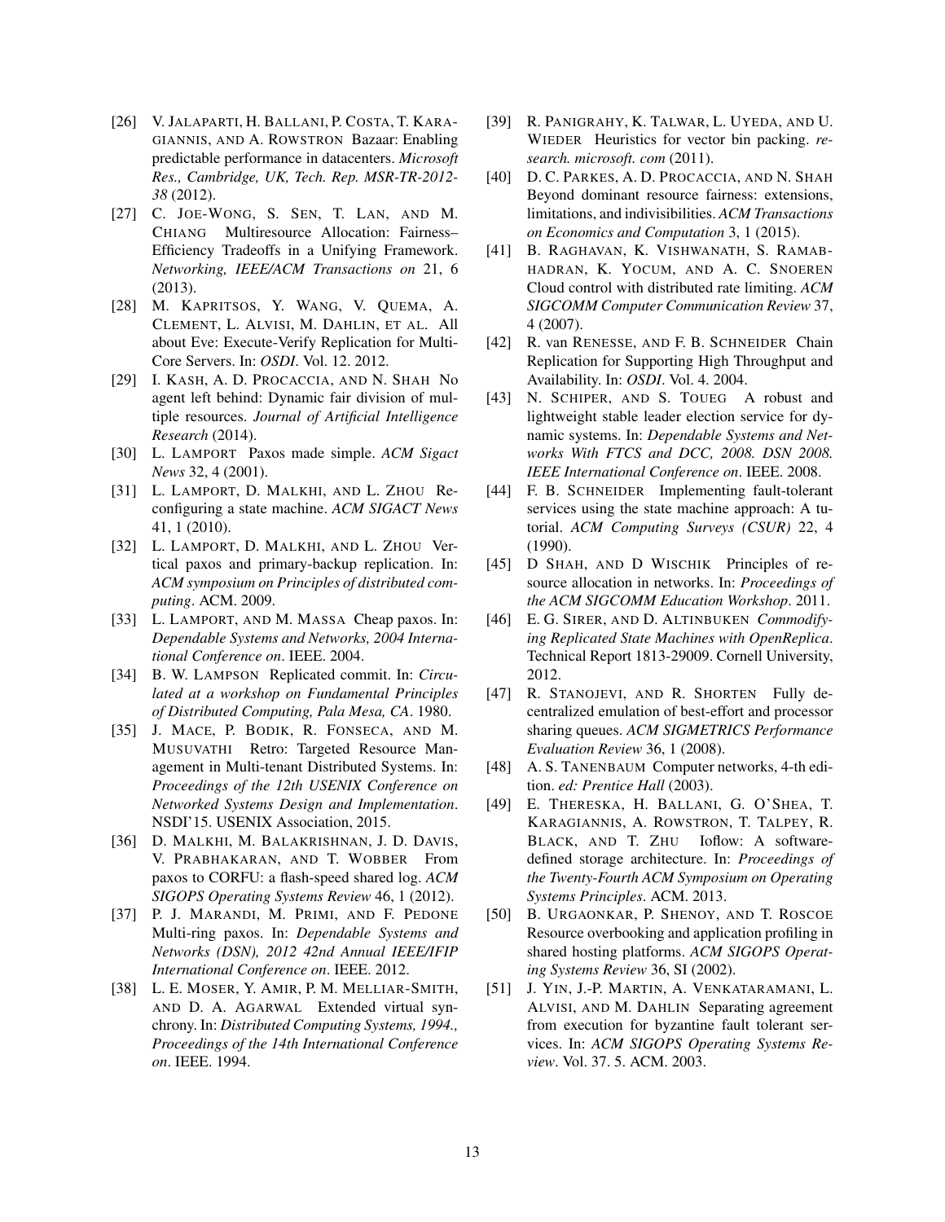[26] V. Jalaparti, H. Ballani, P. Costa, T. Karagiannis, and A. Rowstron Bazaar: Enabling predictable performance in datacenters. *Microsoft Res., Cambridge, UK, Tech. Rep. MSR-TR-2012-38* (2012).

[27] C. Joe-Wong, S. Sen, T. Lan, and M. Chiang Multiresource Allocation: Fairness–Efficiency Tradeoffs in a Unifying Framework. *Networking, IEEE/ACM Transactions on* 21, 6 (2013).

[28] M. Kapritsos, Y. Wang, V. Quema, A. Clement, L. Alvisi, M. Dahlin, et al. All about Eve: Execute-Verify Replication for Multi-Core Servers. In: *OSDI*. Vol. 12. 2012.

[29] I. Kash, A. D. Procaccia, and N. Shah No agent left behind: Dynamic fair division of multiple resources. *Journal of Artificial Intelligence Research* (2014).

[30] L. Lamport Paxos made simple. *ACM Sigact News* 32, 4 (2001).

[31] L. Lamport, D. Malkhi, and L. Zhou Reconfiguring a state machine. *ACM SIGACT News* 41, 1 (2010).

[32] L. Lamport, D. Malkhi, and L. Zhou Vertical paxos and primary-backup replication. In: *ACM symposium on Principles of distributed computing*. ACM. 2009.

[33] L. Lamport, and M. Massa Cheap paxos. In: *Dependable Systems and Networks, 2004 International Conference on*. IEEE. 2004.

[34] B. W. Lampson Replicated commit. In: *Circulated at a workshop on Fundamental Principles of Distributed Computing, Pala Mesa, CA*. 1980.

[35] J. Mace, P. Bodik, R. Fonseca, and M. Musuvathi Retro: Targeted Resource Management in Multi-tenant Distributed Systems. In: *Proceedings of the 12th USENIX Conference on Networked Systems Design and Implementation*. NSDI'15. USENIX Association, 2015.

[36] D. Malkhi, M. Balakrishnan, J. D. Davis, V. Prabhakaran, and T. Wobber From paxos to CORFU: a flash-speed shared log. *ACM SIGOPS Operating Systems Review* 46, 1 (2012).

[37] P. J. Marandi, M. Primi, and F. Pedone Multi-ring paxos. In: *Dependable Systems and Networks (DSN), 2012 42nd Annual IEEE/IFIP International Conference on*. IEEE. 2012.

[38] L. E. Moser, Y. Amir, P. M. Melliar-Smith, and D. A. Agarwal Extended virtual synchrony. In: *Distributed Computing Systems, 1994., Proceedings of the 14th International Conference on*. IEEE. 1994.

[39] R. Panigrahy, K. Talwar, L. Uyeda, and U. Wieder Heuristics for vector bin packing. *research. microsoft. com* (2011).

[40] D. C. Parkes, A. D. Procaccia, and N. Shah Beyond dominant resource fairness: extensions, limitations, and indivisibilities. *ACM Transactions on Economics and Computation* 3, 1 (2015).

[41] B. Raghavan, K. Vishwanath, S. Ramabhadran, K. Yocum, and A. C. Snoeren Cloud control with distributed rate limiting. *ACM SIGCOMM Computer Communication Review* 37, 4 (2007).

[42] R. van Renesse, and F. B. Schneider Chain Replication for Supporting High Throughput and Availability. In: *OSDI*. Vol. 4. 2004.

[43] N. Schiper, and S. Toueg A robust and lightweight stable leader election service for dynamic systems. In: *Dependable Systems and Networks With FTCS and DCC, 2008. DSN 2008. IEEE International Conference on*. IEEE. 2008.

[44] F. B. Schneider Implementing fault-tolerant services using the state machine approach: A tutorial. *ACM Computing Surveys (CSUR)* 22, 4 (1990).

[45] D Shah, and D Wischik Principles of resource allocation in networks. In: *Proceedings of the ACM SIGCOMM Education Workshop*. 2011.

[46] E. G. Sirer, and D. Altinbuken *Commodifying Replicated State Machines with OpenReplica*. Technical Report 1813-29009. Cornell University, 2012.

[47] R. Stanojevi, and R. Shorten Fully decentralized emulation of best-effort and processor sharing queues. *ACM SIGMETRICS Performance Evaluation Review* 36, 1 (2008).

[48] A. S. Tanenbaum Computer networks, 4-th edition. *ed: Prentice Hall* (2003).

[49] E. Thereska, H. Ballani, G. O'Shea, T. Karagiannis, A. Rowstron, T. Talpey, R. Black, and T. Zhu Ioflow: A software-defined storage architecture. In: *Proceedings of the Twenty-Fourth ACM Symposium on Operating Systems Principles*. ACM. 2013.

[50] B. Urgaonkar, P. Shenoy, and T. Roscoe Resource overbooking and application profiling in shared hosting platforms. *ACM SIGOPS Operating Systems Review* 36, SI (2002).

[51] J. Yin, J.-P. Martin, A. Venkataramani, L. Alvisi, and M. Dahlin Separating agreement from execution for byzantine fault tolerant services. In: *ACM SIGOPS Operating Systems Review*. Vol. 37. 5. ACM. 2003.